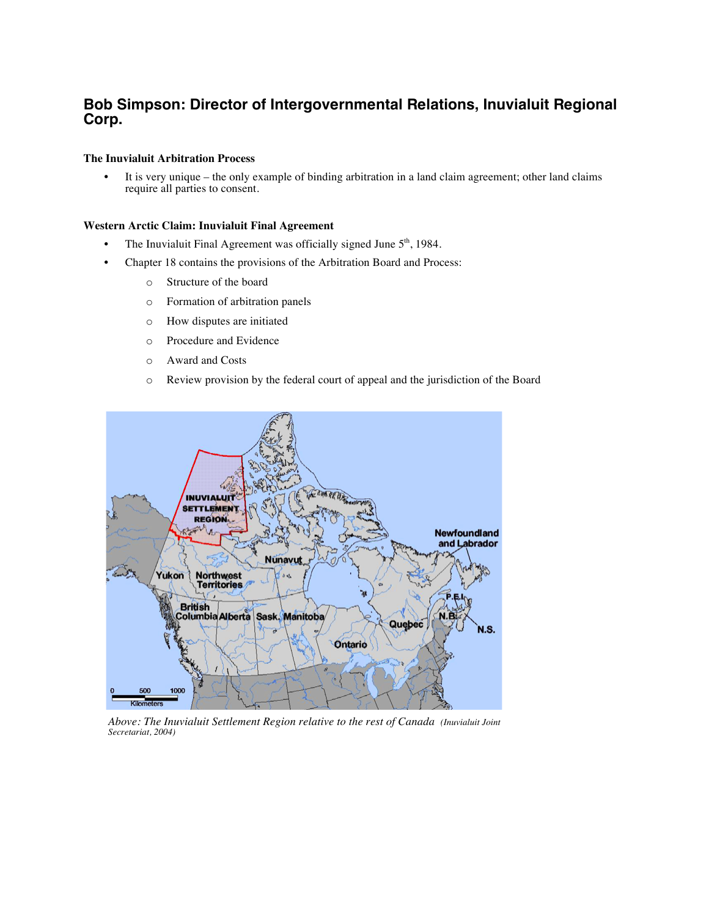# Bob Simpson: Director of Intergovernmental Relations, Inuvialuit Regional Corp.

### The Inuvialuit Arbitration Process

- It is very unique – the only example of binding arbitration in a land claim agreement; other land claims require all parties to consent.

### Western Arctic Claim: Inuvialuit Final Agreement

- The Inuvialuit Final Agreement was officially signed June 5th, 1984.
- Chapter 18 contains the provisions of the Arbitration Board and Process:
  - Structure of the board
  - Formation of arbitration panels
  - How disputes are initiated
  - Procedure and Evidence
  - Award and Costs
  - Review provision by the federal court of appeal and the jurisdiction of the Board

*Above: The Inuvialuit Settlement Region relative to the rest of Canada* *(Inuvialuit Joint Secretariat, 2004)*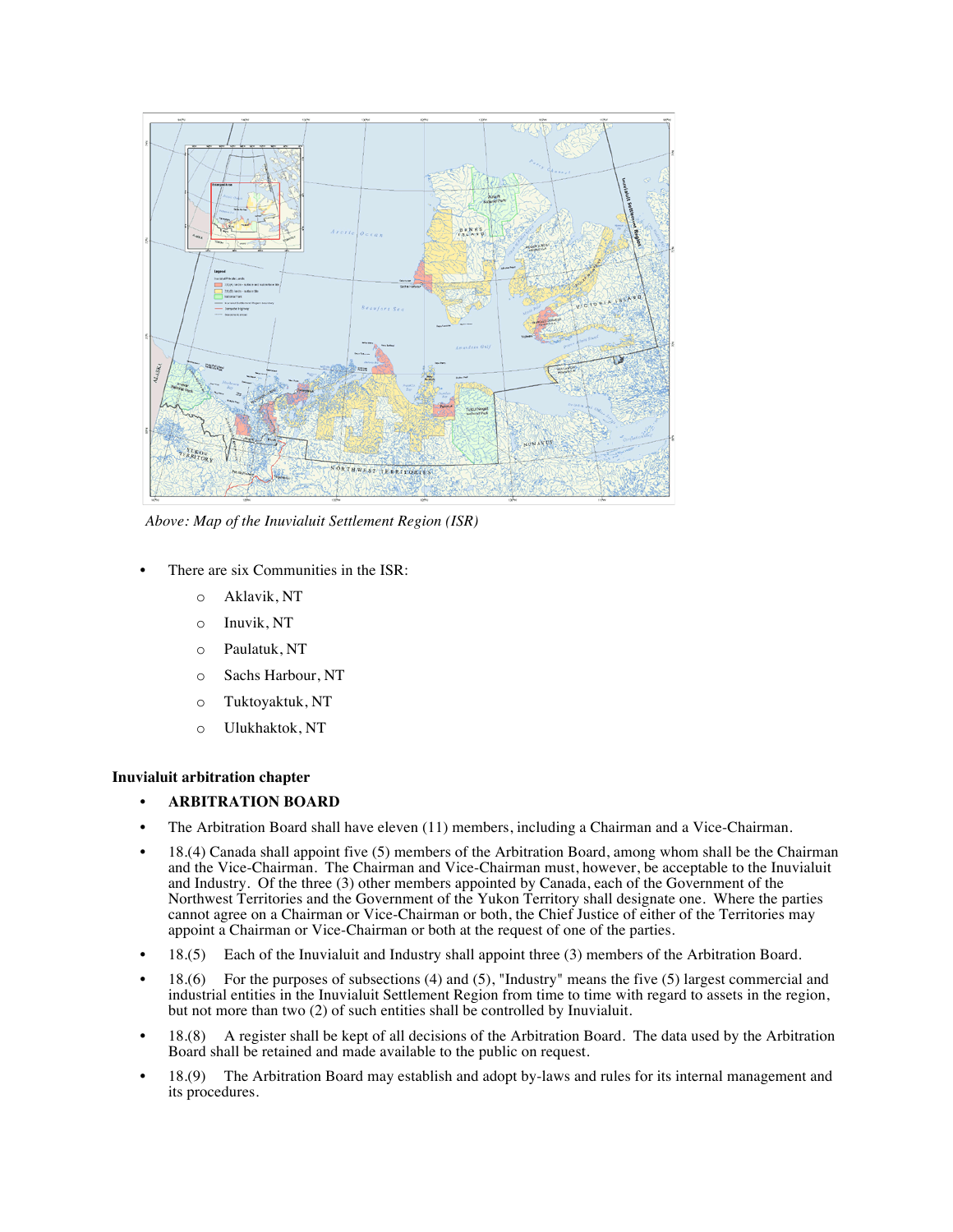*Above: Map of the Inuvialuit Settlement Region (ISR)*

- There are six Communities in the ISR:
  - Aklavik, NT
  - Inuvik, NT
  - Paulatuk, NT
  - Sachs Harbour, NT
  - Tuktoyaktuk, NT
  - Ulukhaktok, NT

**Inuvialuit arbitration chapter**

- **ARBITRATION BOARD**
- The Arbitration Board shall have eleven (11) members, including a Chairman and a Vice-Chairman.
- 18.(4) Canada shall appoint five (5) members of the Arbitration Board, among whom shall be the Chairman and the Vice-Chairman. The Chairman and Vice-Chairman must, however, be acceptable to the Inuvialuit and Industry. Of the three (3) other members appointed by Canada, each of the Government of the Northwest Territories and the Government of the Yukon Territory shall designate one. Where the parties cannot agree on a Chairman or Vice-Chairman or both, the Chief Justice of either of the Territories may appoint a Chairman or Vice-Chairman or both at the request of one of the parties.
- 18.(5) Each of the Inuvialuit and Industry shall appoint three (3) members of the Arbitration Board.
- 18.(6) For the purposes of subsections (4) and (5), "Industry" means the five (5) largest commercial and industrial entities in the Inuvialuit Settlement Region from time to time with regard to assets in the region, but not more than two (2) of such entities shall be controlled by Inuvialuit.
- 18.(8) A register shall be kept of all decisions of the Arbitration Board. The data used by the Arbitration Board shall be retained and made available to the public on request.
- 18.(9) The Arbitration Board may establish and adopt by-laws and rules for its internal management and its procedures.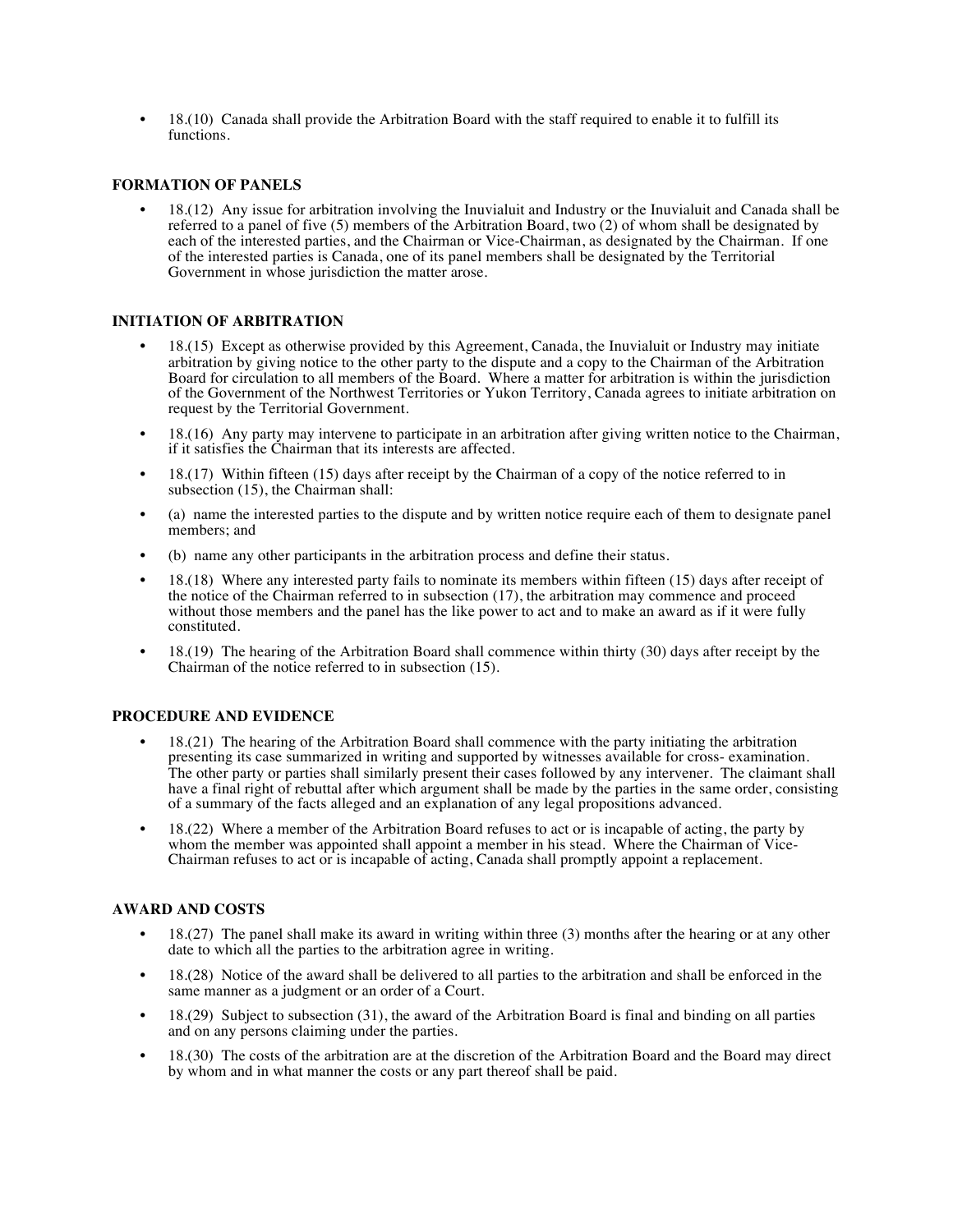- 18.(10) Canada shall provide the Arbitration Board with the staff required to enable it to fulfill its functions.

### FORMATION OF PANELS

- 18.(12) Any issue for arbitration involving the Inuvialuit and Industry or the Inuvialuit and Canada shall be referred to a panel of five (5) members of the Arbitration Board, two (2) of whom shall be designated by each of the interested parties, and the Chairman or Vice-Chairman, as designated by the Chairman. If one of the interested parties is Canada, one of its panel members shall be designated by the Territorial Government in whose jurisdiction the matter arose.

### INITIATION OF ARBITRATION

- 18.(15) Except as otherwise provided by this Agreement, Canada, the Inuvialuit or Industry may initiate arbitration by giving notice to the other party to the dispute and a copy to the Chairman of the Arbitration Board for circulation to all members of the Board. Where a matter for arbitration is within the jurisdiction of the Government of the Northwest Territories or Yukon Territory, Canada agrees to initiate arbitration on request by the Territorial Government.
- 18.(16) Any party may intervene to participate in an arbitration after giving written notice to the Chairman, if it satisfies the Chairman that its interests are affected.
- 18.(17) Within fifteen (15) days after receipt by the Chairman of a copy of the notice referred to in subsection (15), the Chairman shall:
- (a) name the interested parties to the dispute and by written notice require each of them to designate panel members; and
- (b) name any other participants in the arbitration process and define their status.
- 18.(18) Where any interested party fails to nominate its members within fifteen (15) days after receipt of the notice of the Chairman referred to in subsection (17), the arbitration may commence and proceed without those members and the panel has the like power to act and to make an award as if it were fully constituted.
- 18.(19) The hearing of the Arbitration Board shall commence within thirty (30) days after receipt by the Chairman of the notice referred to in subsection (15).

### PROCEDURE AND EVIDENCE

- 18.(21) The hearing of the Arbitration Board shall commence with the party initiating the arbitration presenting its case summarized in writing and supported by witnesses available for cross- examination. The other party or parties shall similarly present their cases followed by any intervener. The claimant shall have a final right of rebuttal after which argument shall be made by the parties in the same order, consisting of a summary of the facts alleged and an explanation of any legal propositions advanced.
- 18.(22) Where a member of the Arbitration Board refuses to act or is incapable of acting, the party by whom the member was appointed shall appoint a member in his stead. Where the Chairman of Vice-Chairman refuses to act or is incapable of acting, Canada shall promptly appoint a replacement.

### AWARD AND COSTS

- 18.(27) The panel shall make its award in writing within three (3) months after the hearing or at any other date to which all the parties to the arbitration agree in writing.
- 18.(28) Notice of the award shall be delivered to all parties to the arbitration and shall be enforced in the same manner as a judgment or an order of a Court.
- 18.(29) Subject to subsection (31), the award of the Arbitration Board is final and binding on all parties and on any persons claiming under the parties.
- 18.(30) The costs of the arbitration are at the discretion of the Arbitration Board and the Board may direct by whom and in what manner the costs or any part thereof shall be paid.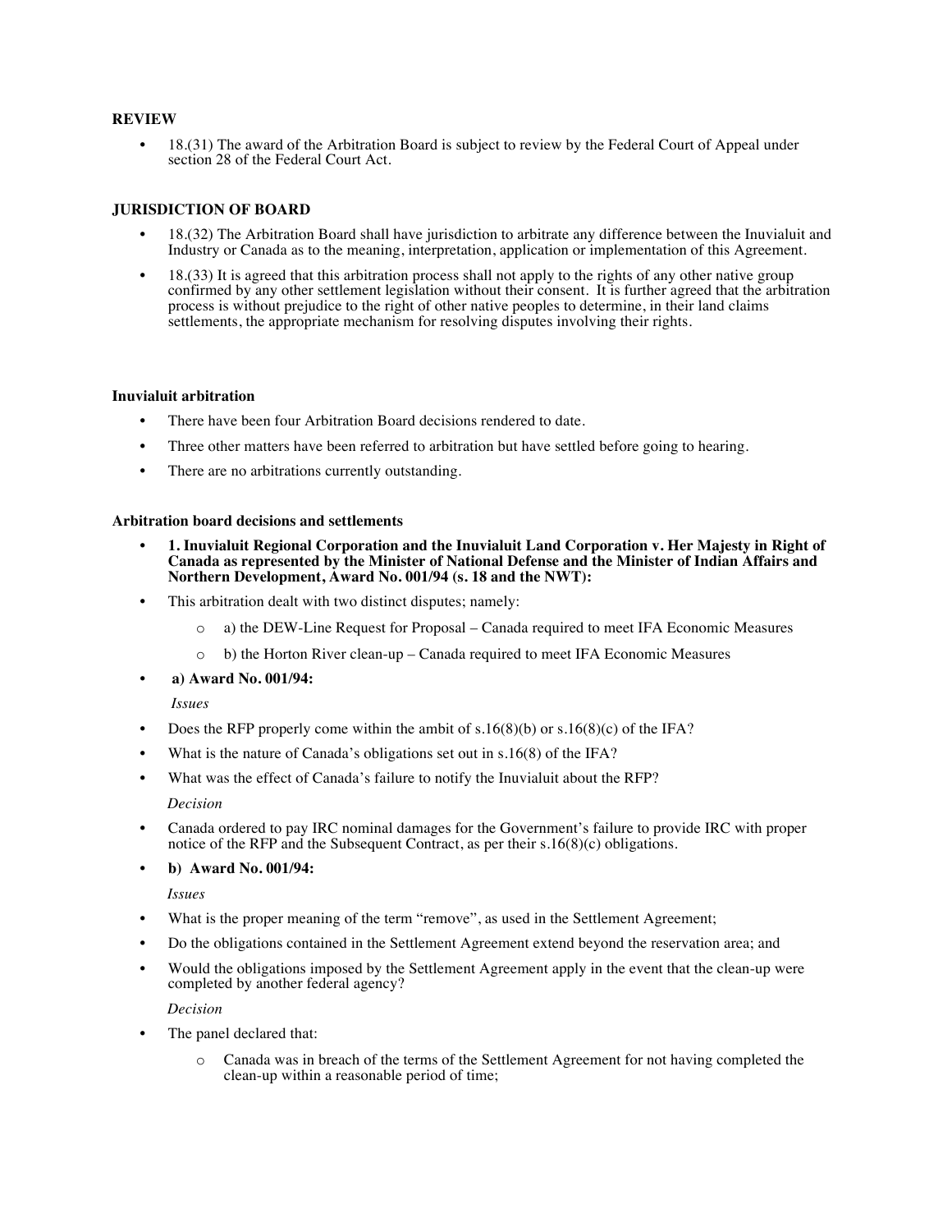**REVIEW**

- 18.(31) The award of the Arbitration Board is subject to review by the Federal Court of Appeal under section 28 of the Federal Court Act.

**JURISDICTION OF BOARD**

- 18.(32) The Arbitration Board shall have jurisdiction to arbitrate any difference between the Inuvialuit and Industry or Canada as to the meaning, interpretation, application or implementation of this Agreement.
- 18.(33) It is agreed that this arbitration process shall not apply to the rights of any other native group confirmed by any other settlement legislation without their consent. It is further agreed that the arbitration process is without prejudice to the right of other native peoples to determine, in their land claims settlements, the appropriate mechanism for resolving disputes involving their rights.

**Inuvialuit arbitration**

- There have been four Arbitration Board decisions rendered to date.
- Three other matters have been referred to arbitration but have settled before going to hearing.
- There are no arbitrations currently outstanding.

**Arbitration board decisions and settlements**

- **1. Inuvialuit Regional Corporation and the Inuvialuit Land Corporation v. Her Majesty in Right of Canada as represented by the Minister of National Defense and the Minister of Indian Affairs and Northern Development, Award No. 001/94 (s. 18 and the NWT):**
- This arbitration dealt with two distinct disputes; namely:
  - a) the DEW-Line Request for Proposal – Canada required to meet IFA Economic Measures
  - b) the Horton River clean-up – Canada required to meet IFA Economic Measures
- **a) Award No. 001/94:**

  *Issues*

- Does the RFP properly come within the ambit of s.16(8)(b) or s.16(8)(c) of the IFA?
- What is the nature of Canada's obligations set out in s.16(8) of the IFA?
- What was the effect of Canada's failure to notify the Inuvialuit about the RFP?

  *Decision*

- Canada ordered to pay IRC nominal damages for the Government's failure to provide IRC with proper notice of the RFP and the Subsequent Contract, as per their s.16(8)(c) obligations.
- **b) Award No. 001/94:**

  *Issues*

- What is the proper meaning of the term "remove", as used in the Settlement Agreement;
- Do the obligations contained in the Settlement Agreement extend beyond the reservation area; and
- Would the obligations imposed by the Settlement Agreement apply in the event that the clean-up were completed by another federal agency?

  *Decision*

- The panel declared that:
  - Canada was in breach of the terms of the Settlement Agreement for not having completed the clean-up within a reasonable period of time;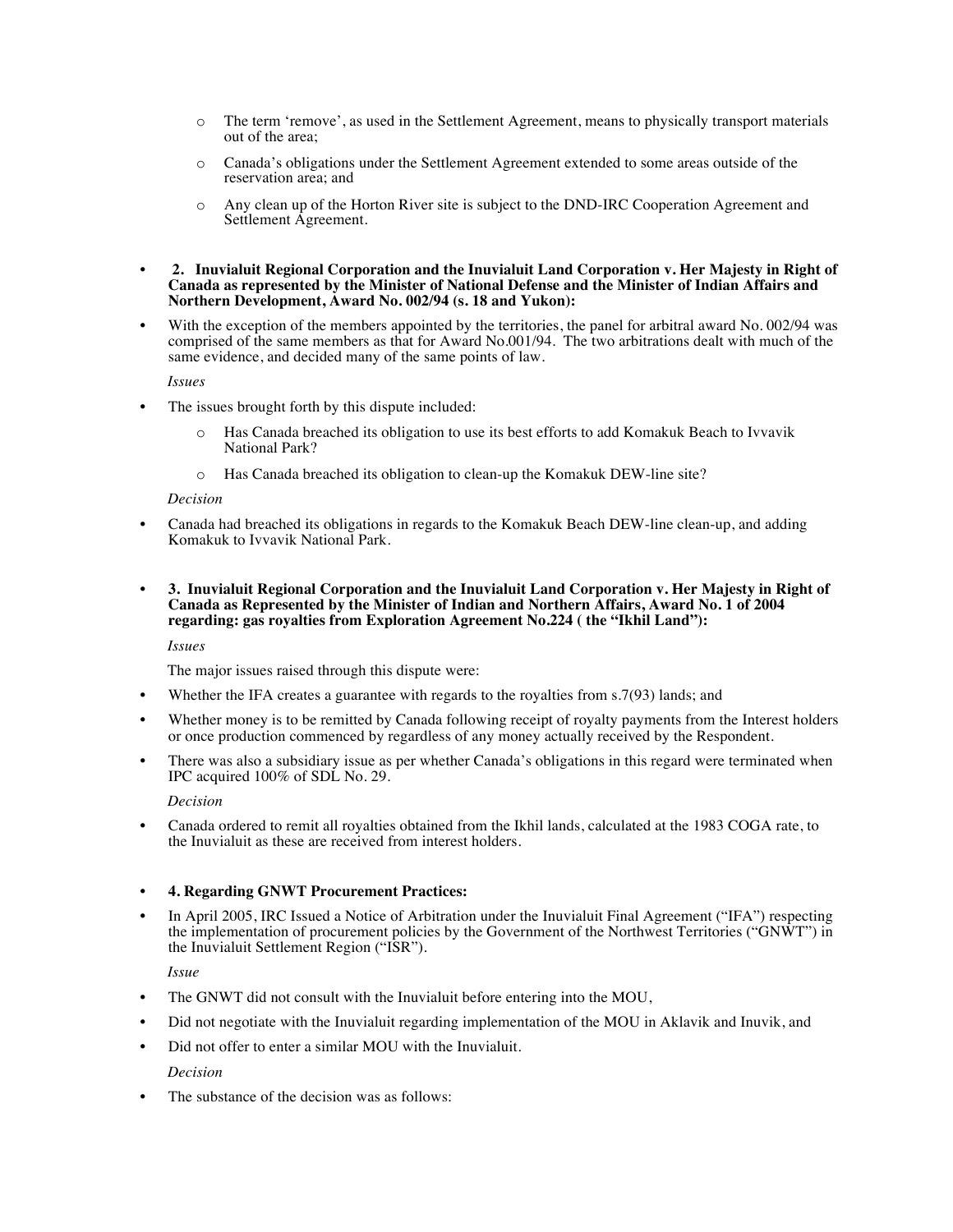- The term 'remove', as used in the Settlement Agreement, means to physically transport materials out of the area;
    - Canada's obligations under the Settlement Agreement extended to some areas outside of the reservation area; and
    - Any clean up of the Horton River site is subject to the DND-IRC Cooperation Agreement and Settlement Agreement.

- **2. Inuvialuit Regional Corporation and the Inuvialuit Land Corporation v. Her Majesty in Right of Canada as represented by the Minister of National Defense and the Minister of Indian Affairs and Northern Development, Award No. 002/94 (s. 18 and Yukon):**
- With the exception of the members appointed by the territories, the panel for arbitral award No. 002/94 was comprised of the same members as that for Award No.001/94. The two arbitrations dealt with much of the same evidence, and decided many of the same points of law.

  *Issues*

- The issues brought forth by this dispute included:
    - Has Canada breached its obligation to use its best efforts to add Komakuk Beach to Ivvavik National Park?
    - Has Canada breached its obligation to clean-up the Komakuk DEW-line site?

  *Decision*

- Canada had breached its obligations in regards to the Komakuk Beach DEW-line clean-up, and adding Komakuk to Ivvavik National Park.

- **3. Inuvialuit Regional Corporation and the Inuvialuit Land Corporation v. Her Majesty in Right of Canada as Represented by the Minister of Indian and Northern Affairs, Award No. 1 of 2004 regarding: gas royalties from Exploration Agreement No.224 ( the "Ikhil Land"):**

  *Issues*

  The major issues raised through this dispute were:

- Whether the IFA creates a guarantee with regards to the royalties from s.7(93) lands; and
- Whether money is to be remitted by Canada following receipt of royalty payments from the Interest holders or once production commenced by regardless of any money actually received by the Respondent.
- There was also a subsidiary issue as per whether Canada's obligations in this regard were terminated when IPC acquired 100% of SDL No. 29.

  *Decision*

- Canada ordered to remit all royalties obtained from the Ikhil lands, calculated at the 1983 COGA rate, to the Inuvialuit as these are received from interest holders.

- **4. Regarding GNWT Procurement Practices:**
- In April 2005, IRC Issued a Notice of Arbitration under the Inuvialuit Final Agreement ("IFA") respecting the implementation of procurement policies by the Government of the Northwest Territories ("GNWT") in the Inuvialuit Settlement Region ("ISR").

  *Issue*

- The GNWT did not consult with the Inuvialuit before entering into the MOU,
- Did not negotiate with the Inuvialuit regarding implementation of the MOU in Aklavik and Inuvik, and
- Did not offer to enter a similar MOU with the Inuvialuit.

  *Decision*

- The substance of the decision was as follows: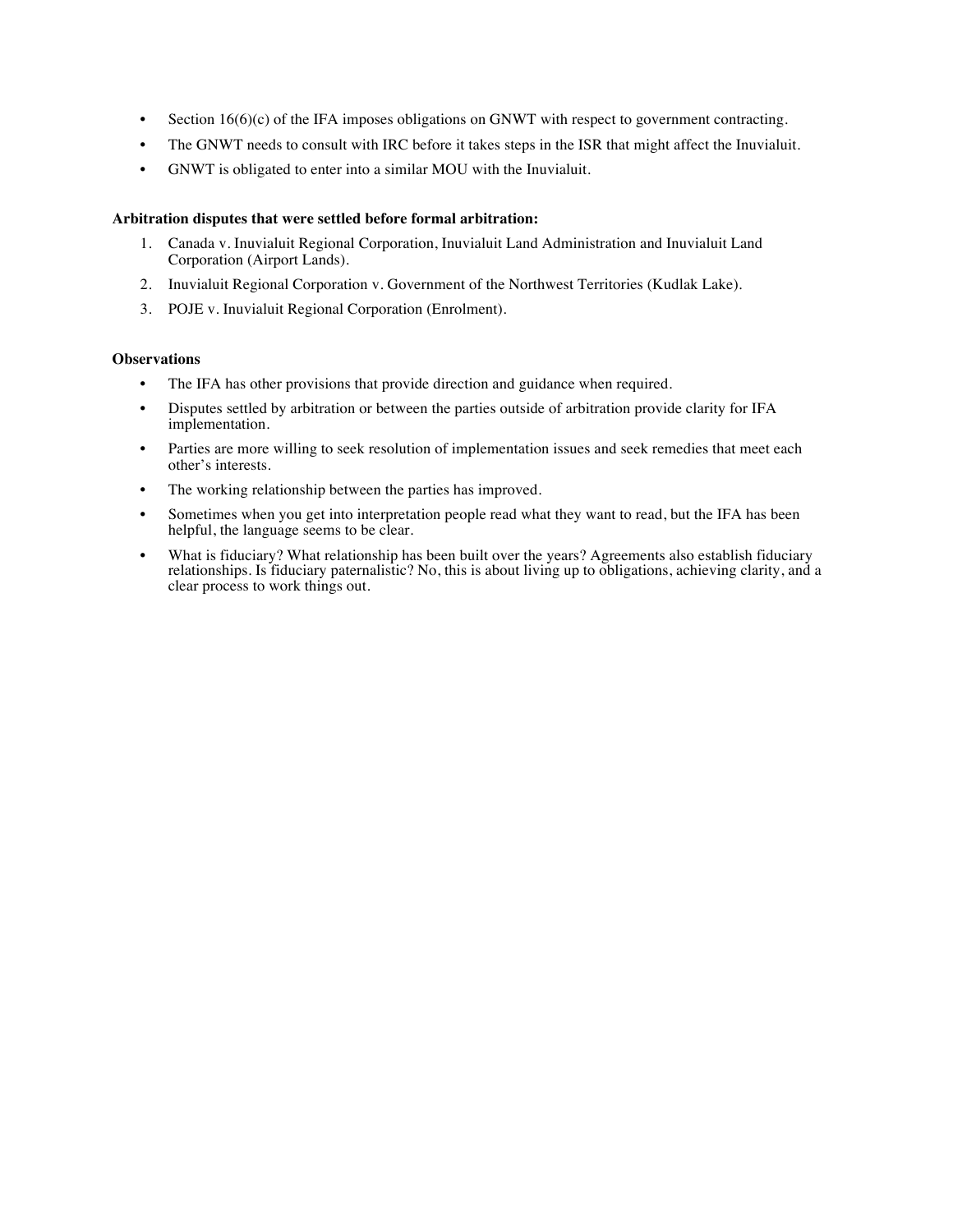- Section 16(6)(c) of the IFA imposes obligations on GNWT with respect to government contracting.
- The GNWT needs to consult with IRC before it takes steps in the ISR that might affect the Inuvialuit.
- GNWT is obligated to enter into a similar MOU with the Inuvialuit.

**Arbitration disputes that were settled before formal arbitration:**

1. Canada v. Inuvialuit Regional Corporation, Inuvialuit Land Administration and Inuvialuit Land Corporation (Airport Lands).
2. Inuvialuit Regional Corporation v. Government of the Northwest Territories (Kudlak Lake).
3. POJE v. Inuvialuit Regional Corporation (Enrolment).

**Observations**

- The IFA has other provisions that provide direction and guidance when required.
- Disputes settled by arbitration or between the parties outside of arbitration provide clarity for IFA implementation.
- Parties are more willing to seek resolution of implementation issues and seek remedies that meet each other's interests.
- The working relationship between the parties has improved.
- Sometimes when you get into interpretation people read what they want to read, but the IFA has been helpful, the language seems to be clear.
- What is fiduciary? What relationship has been built over the years? Agreements also establish fiduciary relationships. Is fiduciary paternalistic? No, this is about living up to obligations, achieving clarity, and a clear process to work things out.